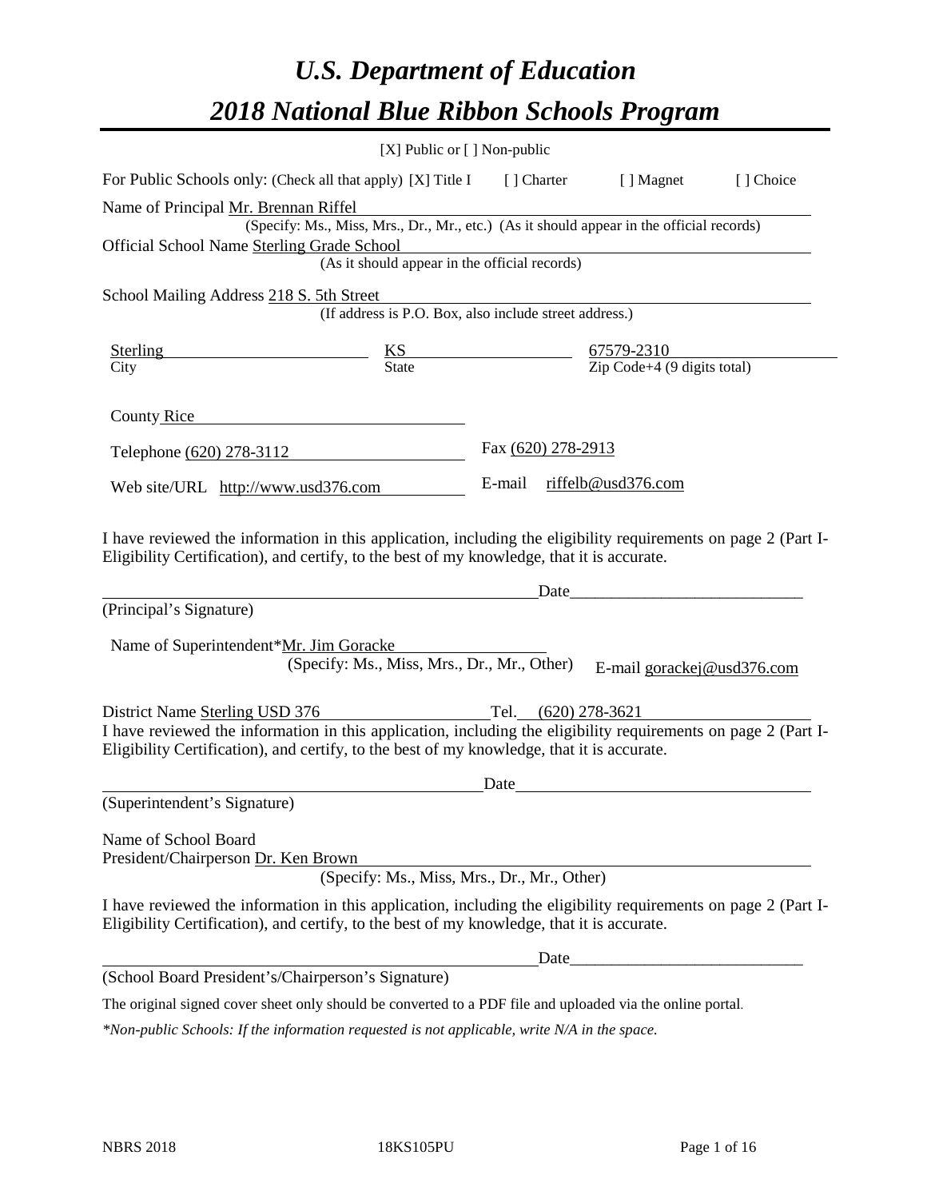# *U.S. Department of Education*

# *2018 National Blue Ribbon Schools Program*

[X] Public or [ ] Non-public

For Public Schools only: (Check all that apply) [X] Title I [ ] Charter [ ] Magnet [ ] Choice

Name of Principal Mr. Brennan Riffel
(Specify: Ms., Miss, Mrs., Dr., Mr., etc.) (As it should appear in the official records)

Official School Name Sterling Grade School
(As it should appear in the official records)

School Mailing Address 218 S. 5th Street
(If address is P.O. Box, also include street address.)

| Sterling | KS | 67579-2310 |
|---|---|---|
| City | State | Zip Code+4 (9 digits total) |

County Rice

Telephone (620) 278-3112 Fax (620) 278-2913

Web site/URL http://www.usd376.com E-mail riffelb@usd376.com

I have reviewed the information in this application, including the eligibility requirements on page 2 (Part I-Eligibility Certification), and certify, to the best of my knowledge, that it is accurate.

_______________________________________________ Date___________________________

(Principal's Signature)

Name of Superintendent*Mr. Jim Goracke
(Specify: Ms., Miss, Mrs., Dr., Mr., Other) E-mail gorackej@usd376.com

District Name Sterling USD 376 Tel. (620) 278-3621

I have reviewed the information in this application, including the eligibility requirements on page 2 (Part I-Eligibility Certification), and certify, to the best of my knowledge, that it is accurate.

_______________________________________________ Date___________________________

(Superintendent's Signature)

Name of School Board
President/Chairperson Dr. Ken Brown
(Specify: Ms., Miss, Mrs., Dr., Mr., Other)

I have reviewed the information in this application, including the eligibility requirements on page 2 (Part I-Eligibility Certification), and certify, to the best of my knowledge, that it is accurate.

_______________________________________________ Date___________________________

(School Board President's/Chairperson's Signature)

The original signed cover sheet only should be converted to a PDF file and uploaded via the online portal.

*\*Non-public Schools: If the information requested is not applicable, write N/A in the space.*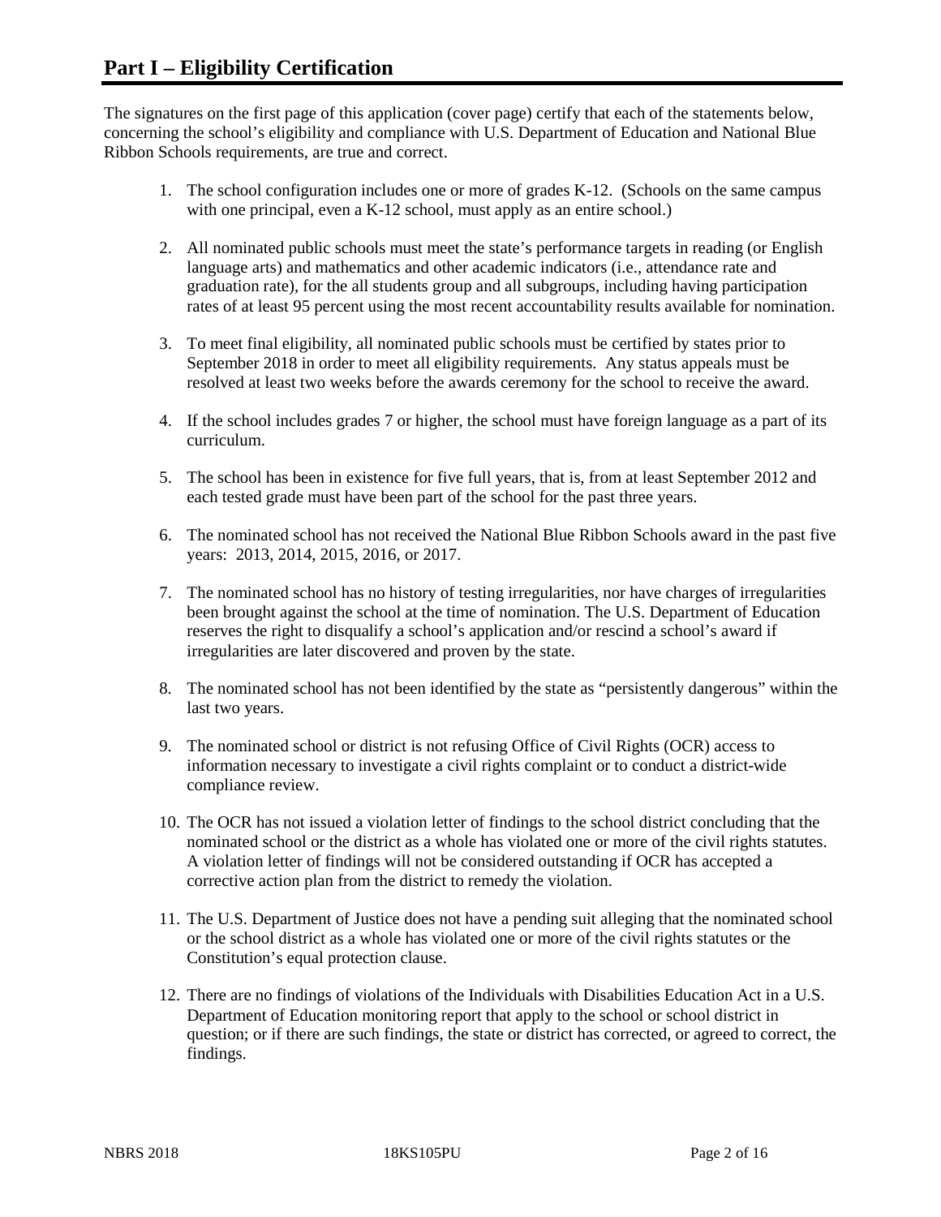# Part I – Eligibility Certification

The signatures on the first page of this application (cover page) certify that each of the statements below, concerning the school's eligibility and compliance with U.S. Department of Education and National Blue Ribbon Schools requirements, are true and correct.

1. The school configuration includes one or more of grades K-12. (Schools on the same campus with one principal, even a K-12 school, must apply as an entire school.)
2. All nominated public schools must meet the state's performance targets in reading (or English language arts) and mathematics and other academic indicators (i.e., attendance rate and graduation rate), for the all students group and all subgroups, including having participation rates of at least 95 percent using the most recent accountability results available for nomination.
3. To meet final eligibility, all nominated public schools must be certified by states prior to September 2018 in order to meet all eligibility requirements. Any status appeals must be resolved at least two weeks before the awards ceremony for the school to receive the award.
4. If the school includes grades 7 or higher, the school must have foreign language as a part of its curriculum.
5. The school has been in existence for five full years, that is, from at least September 2012 and each tested grade must have been part of the school for the past three years.
6. The nominated school has not received the National Blue Ribbon Schools award in the past five years: 2013, 2014, 2015, 2016, or 2017.
7. The nominated school has no history of testing irregularities, nor have charges of irregularities been brought against the school at the time of nomination. The U.S. Department of Education reserves the right to disqualify a school's application and/or rescind a school's award if irregularities are later discovered and proven by the state.
8. The nominated school has not been identified by the state as "persistently dangerous" within the last two years.
9. The nominated school or district is not refusing Office of Civil Rights (OCR) access to information necessary to investigate a civil rights complaint or to conduct a district-wide compliance review.
10. The OCR has not issued a violation letter of findings to the school district concluding that the nominated school or the district as a whole has violated one or more of the civil rights statutes. A violation letter of findings will not be considered outstanding if OCR has accepted a corrective action plan from the district to remedy the violation.
11. The U.S. Department of Justice does not have a pending suit alleging that the nominated school or the school district as a whole has violated one or more of the civil rights statutes or the Constitution's equal protection clause.
12. There are no findings of violations of the Individuals with Disabilities Education Act in a U.S. Department of Education monitoring report that apply to the school or school district in question; or if there are such findings, the state or district has corrected, or agreed to correct, the findings.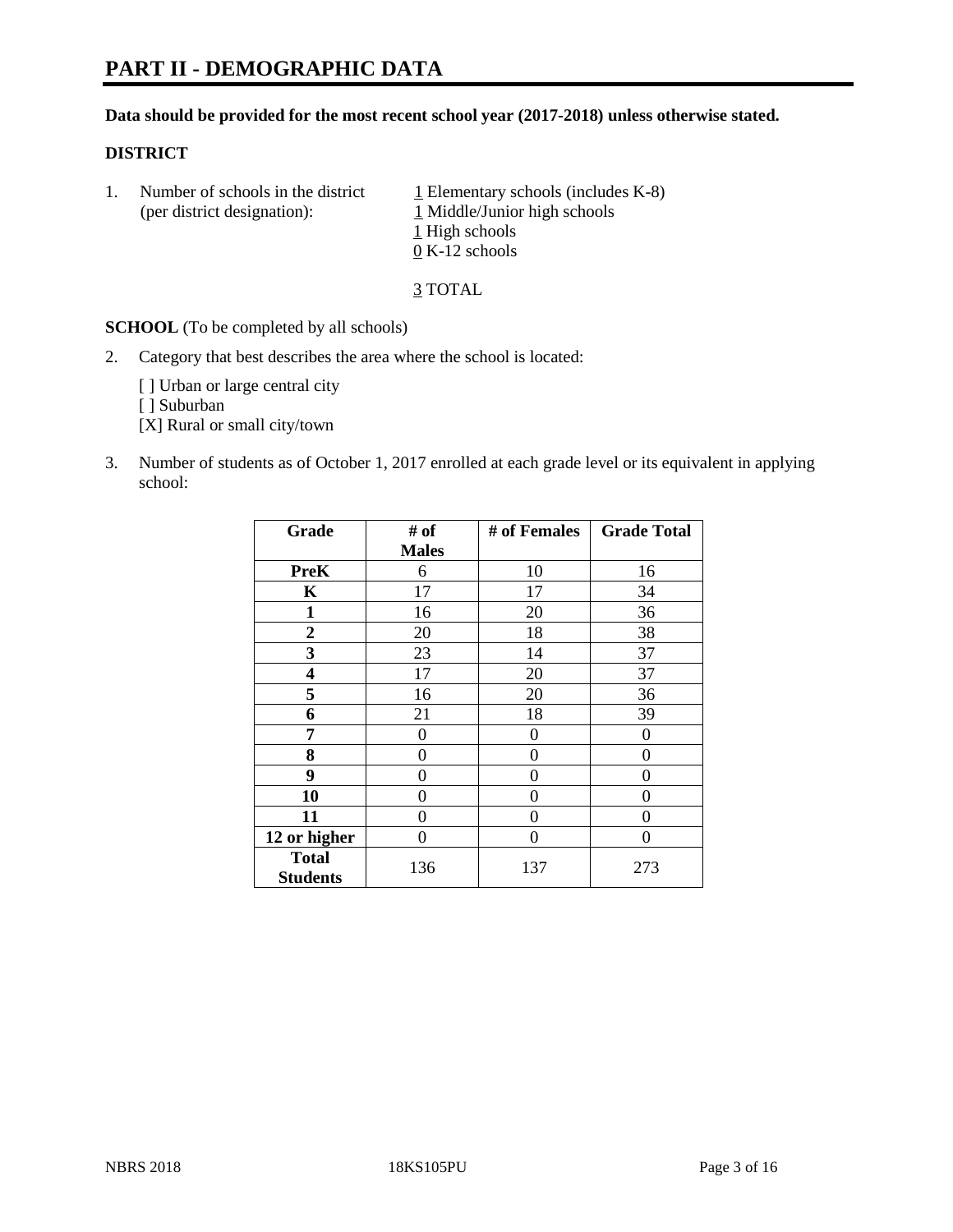# PART II - DEMOGRAPHIC DATA

**Data should be provided for the most recent school year (2017-2018) unless otherwise stated.**

**DISTRICT**

1. Number of schools in the district (per district designation):
   1 Elementary schools (includes K-8)
   1 Middle/Junior high schools
   1 High schools
   0 K-12 schools

   3 TOTAL

**SCHOOL** (To be completed by all schools)

2. Category that best describes the area where the school is located:

   [ ] Urban or large central city
   [ ] Suburban
   [X] Rural or small city/town

3. Number of students as of October 1, 2017 enrolled at each grade level or its equivalent in applying school:

| Grade | # of Males | # of Females | Grade Total |
|---|---|---|---|
| PreK | 6 | 10 | 16 |
| K | 17 | 17 | 34 |
| 1 | 16 | 20 | 36 |
| 2 | 20 | 18 | 38 |
| 3 | 23 | 14 | 37 |
| 4 | 17 | 20 | 37 |
| 5 | 16 | 20 | 36 |
| 6 | 21 | 18 | 39 |
| 7 | 0 | 0 | 0 |
| 8 | 0 | 0 | 0 |
| 9 | 0 | 0 | 0 |
| 10 | 0 | 0 | 0 |
| 11 | 0 | 0 | 0 |
| 12 or higher | 0 | 0 | 0 |
| Total Students | 136 | 137 | 273 |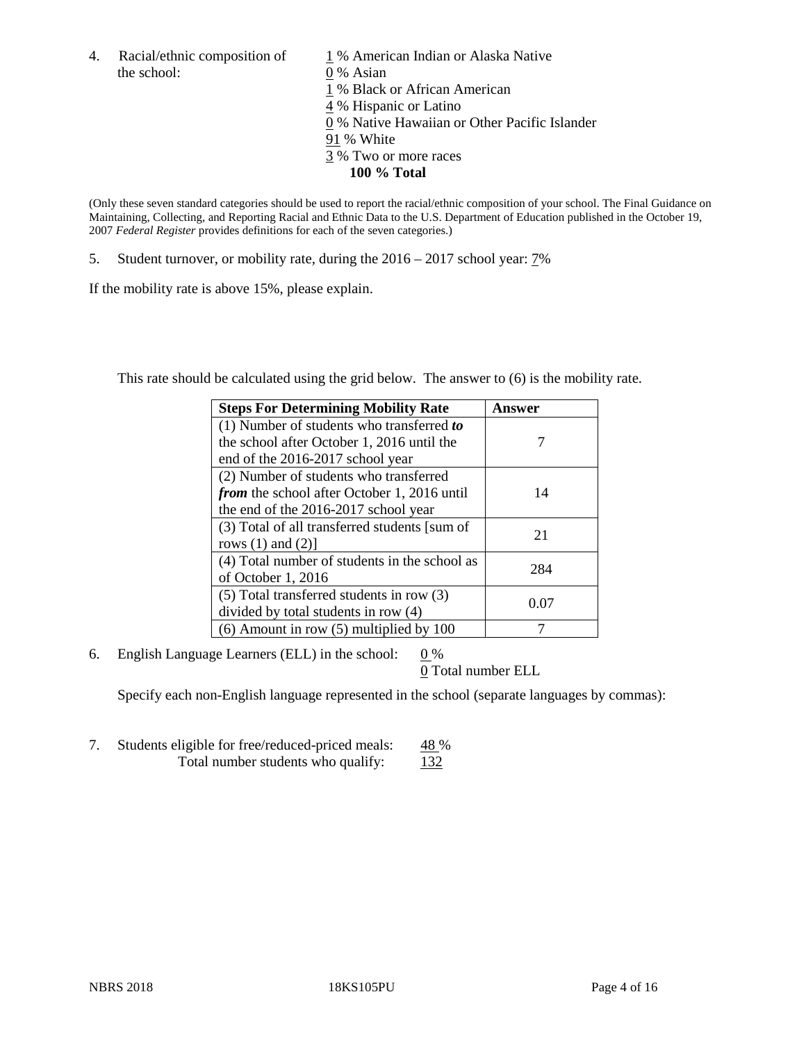4. Racial/ethnic composition of the school:

1 % American Indian or Alaska Native
0 % Asian
1 % Black or African American
4 % Hispanic or Latino
0 % Native Hawaiian or Other Pacific Islander
91 % White
3 % Two or more races
**100 % Total**

(Only these seven standard categories should be used to report the racial/ethnic composition of your school. The Final Guidance on Maintaining, Collecting, and Reporting Racial and Ethnic Data to the U.S. Department of Education published in the October 19, 2007 *Federal Register* provides definitions for each of the seven categories.)

5. Student turnover, or mobility rate, during the 2016 – 2017 school year: 7%

If the mobility rate is above 15%, please explain.

This rate should be calculated using the grid below. The answer to (6) is the mobility rate.

| **Steps For Determining Mobility Rate** | **Answer** |
| --- | --- |
| (1) Number of students who transferred ***to*** the school after October 1, 2016 until the end of the 2016-2017 school year | 7 |
| (2) Number of students who transferred ***from*** the school after October 1, 2016 until the end of the 2016-2017 school year | 14 |
| (3) Total of all transferred students [sum of rows (1) and (2)] | 21 |
| (4) Total number of students in the school as of October 1, 2016 | 284 |
| (5) Total transferred students in row (3) divided by total students in row (4) | 0.07 |
| (6) Amount in row (5) multiplied by 100 | 7 |

6. English Language Learners (ELL) in the school: 0 %
0 Total number ELL

Specify each non-English language represented in the school (separate languages by commas):

7. Students eligible for free/reduced-priced meals: 48 %
Total number students who qualify: 132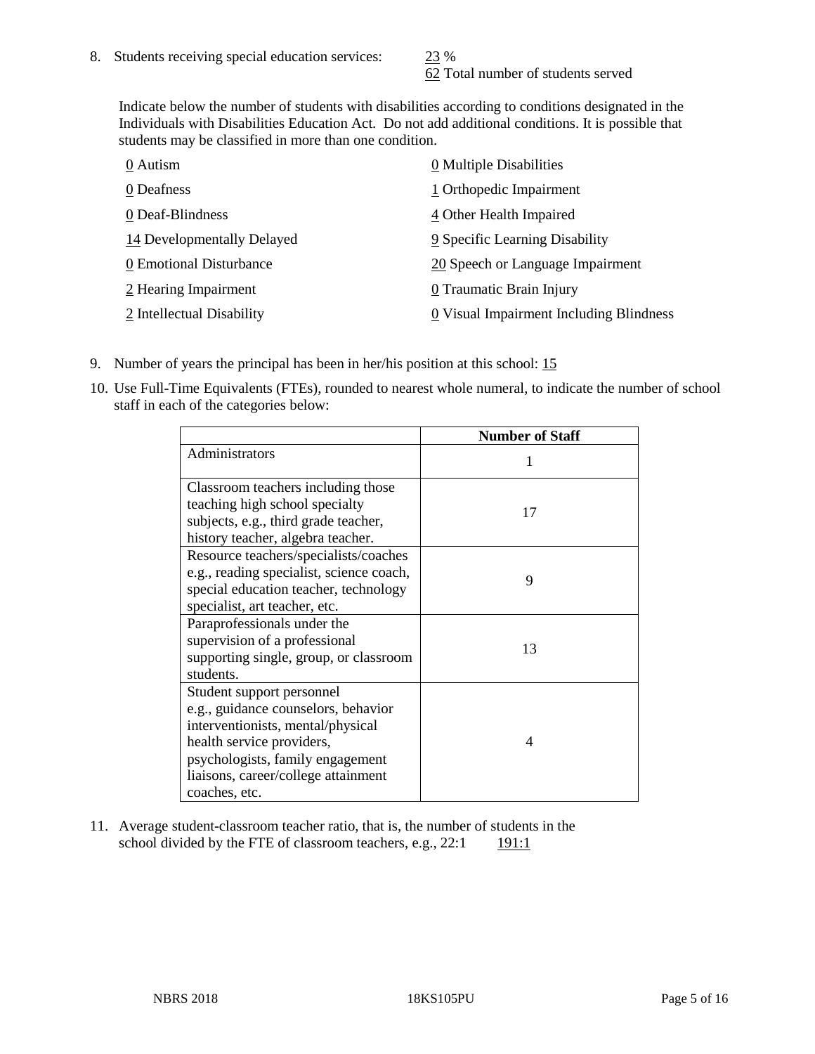8. Students receiving special education services: 23 %
   62 Total number of students served

   Indicate below the number of students with disabilities according to conditions designated in the Individuals with Disabilities Education Act. Do not add additional conditions. It is possible that students may be classified in more than one condition.

| | |
|---|---|
| 0 Autism | 0 Multiple Disabilities |
| 0 Deafness | 1 Orthopedic Impairment |
| 0 Deaf-Blindness | 4 Other Health Impaired |
| 14 Developmentally Delayed | 9 Specific Learning Disability |
| 0 Emotional Disturbance | 20 Speech or Language Impairment |
| 2 Hearing Impairment | 0 Traumatic Brain Injury |
| 2 Intellectual Disability | 0 Visual Impairment Including Blindness |

9. Number of years the principal has been in her/his position at this school: 15

10. Use Full-Time Equivalents (FTEs), rounded to nearest whole numeral, to indicate the number of school staff in each of the categories below:

| | Number of Staff |
|---|---|
| Administrators | 1 |
| Classroom teachers including those teaching high school specialty subjects, e.g., third grade teacher, history teacher, algebra teacher. | 17 |
| Resource teachers/specialists/coaches e.g., reading specialist, science coach, special education teacher, technology specialist, art teacher, etc. | 9 |
| Paraprofessionals under the supervision of a professional supporting single, group, or classroom students. | 13 |
| Student support personnel e.g., guidance counselors, behavior interventionists, mental/physical health service providers, psychologists, family engagement liaisons, career/college attainment coaches, etc. | 4 |

11. Average student-classroom teacher ratio, that is, the number of students in the school divided by the FTE of classroom teachers, e.g., 22:1 191:1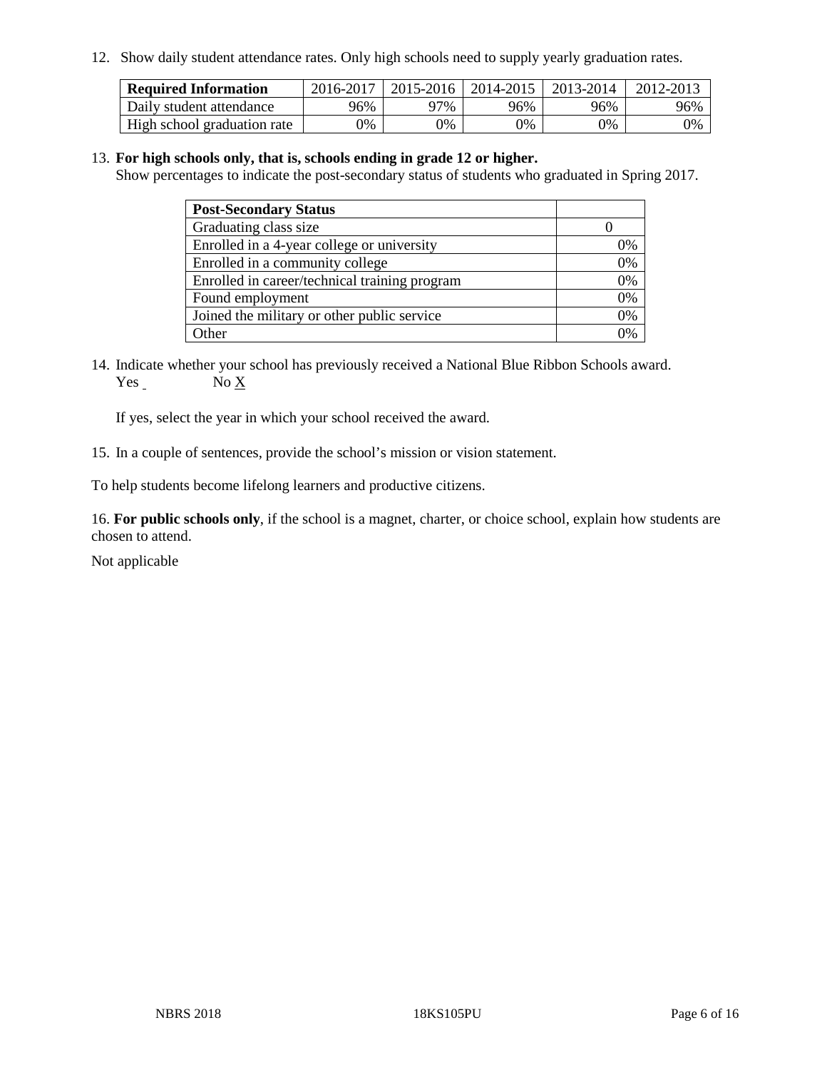12. Show daily student attendance rates. Only high schools need to supply yearly graduation rates.

| Required Information | 2016-2017 | 2015-2016 | 2014-2015 | 2013-2014 | 2012-2013 |
|---|---|---|---|---|---|
| Daily student attendance | 96% | 97% | 96% | 96% | 96% |
| High school graduation rate | 0% | 0% | 0% | 0% | 0% |

13. **For high schools only, that is, schools ending in grade 12 or higher.**
Show percentages to indicate the post-secondary status of students who graduated in Spring 2017.

| Post-Secondary Status | |
|---|---|
| Graduating class size | 0 |
| Enrolled in a 4-year college or university | 0% |
| Enrolled in a community college | 0% |
| Enrolled in career/technical training program | 0% |
| Found employment | 0% |
| Joined the military or other public service | 0% |
| Other | 0% |

14. Indicate whether your school has previously received a National Blue Ribbon Schools award.
Yes ___ No X

If yes, select the year in which your school received the award.

15. In a couple of sentences, provide the school's mission or vision statement.

To help students become lifelong learners and productive citizens.

16. **For public schools only**, if the school is a magnet, charter, or choice school, explain how students are chosen to attend.

Not applicable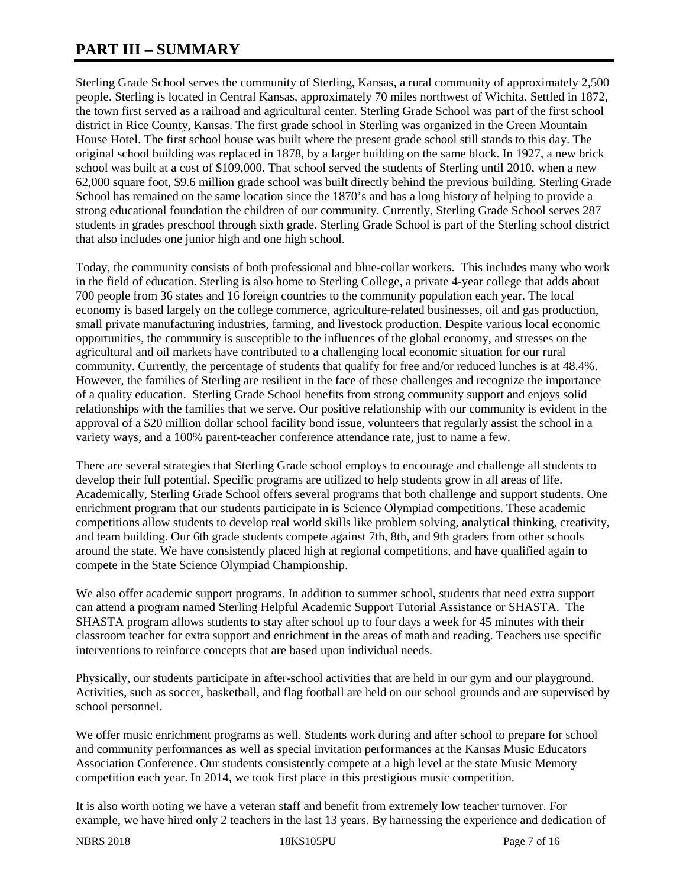# PART III – SUMMARY

Sterling Grade School serves the community of Sterling, Kansas, a rural community of approximately 2,500 people. Sterling is located in Central Kansas, approximately 70 miles northwest of Wichita. Settled in 1872, the town first served as a railroad and agricultural center. Sterling Grade School was part of the first school district in Rice County, Kansas. The first grade school in Sterling was organized in the Green Mountain House Hotel. The first school house was built where the present grade school still stands to this day. The original school building was replaced in 1878, by a larger building on the same block. In 1927, a new brick school was built at a cost of $109,000. That school served the students of Sterling until 2010, when a new 62,000 square foot, $9.6 million grade school was built directly behind the previous building. Sterling Grade School has remained on the same location since the 1870's and has a long history of helping to provide a strong educational foundation the children of our community. Currently, Sterling Grade School serves 287 students in grades preschool through sixth grade. Sterling Grade School is part of the Sterling school district that also includes one junior high and one high school.

Today, the community consists of both professional and blue-collar workers. This includes many who work in the field of education. Sterling is also home to Sterling College, a private 4-year college that adds about 700 people from 36 states and 16 foreign countries to the community population each year. The local economy is based largely on the college commerce, agriculture-related businesses, oil and gas production, small private manufacturing industries, farming, and livestock production. Despite various local economic opportunities, the community is susceptible to the influences of the global economy, and stresses on the agricultural and oil markets have contributed to a challenging local economic situation for our rural community. Currently, the percentage of students that qualify for free and/or reduced lunches is at 48.4%. However, the families of Sterling are resilient in the face of these challenges and recognize the importance of a quality education. Sterling Grade School benefits from strong community support and enjoys solid relationships with the families that we serve. Our positive relationship with our community is evident in the approval of a $20 million dollar school facility bond issue, volunteers that regularly assist the school in a variety ways, and a 100% parent-teacher conference attendance rate, just to name a few.

There are several strategies that Sterling Grade school employs to encourage and challenge all students to develop their full potential. Specific programs are utilized to help students grow in all areas of life. Academically, Sterling Grade School offers several programs that both challenge and support students. One enrichment program that our students participate in is Science Olympiad competitions. These academic competitions allow students to develop real world skills like problem solving, analytical thinking, creativity, and team building. Our 6th grade students compete against 7th, 8th, and 9th graders from other schools around the state. We have consistently placed high at regional competitions, and have qualified again to compete in the State Science Olympiad Championship.

We also offer academic support programs. In addition to summer school, students that need extra support can attend a program named Sterling Helpful Academic Support Tutorial Assistance or SHASTA. The SHASTA program allows students to stay after school up to four days a week for 45 minutes with their classroom teacher for extra support and enrichment in the areas of math and reading. Teachers use specific interventions to reinforce concepts that are based upon individual needs.

Physically, our students participate in after-school activities that are held in our gym and our playground. Activities, such as soccer, basketball, and flag football are held on our school grounds and are supervised by school personnel.

We offer music enrichment programs as well. Students work during and after school to prepare for school and community performances as well as special invitation performances at the Kansas Music Educators Association Conference. Our students consistently compete at a high level at the state Music Memory competition each year. In 2014, we took first place in this prestigious music competition.

It is also worth noting we have a veteran staff and benefit from extremely low teacher turnover. For example, we have hired only 2 teachers in the last 13 years. By harnessing the experience and dedication of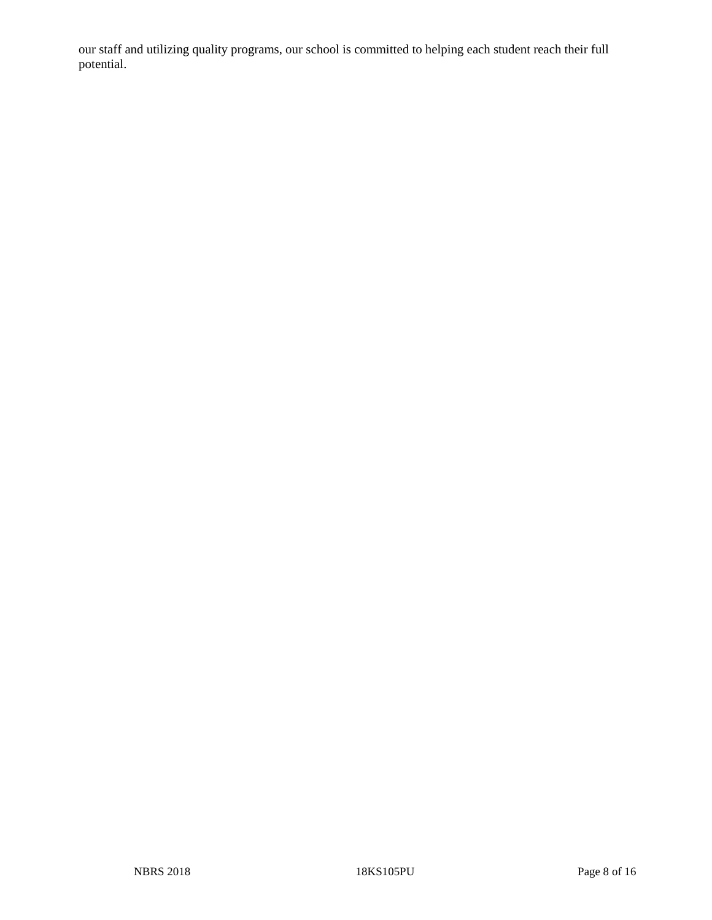our staff and utilizing quality programs, our school is committed to helping each student reach their full potential.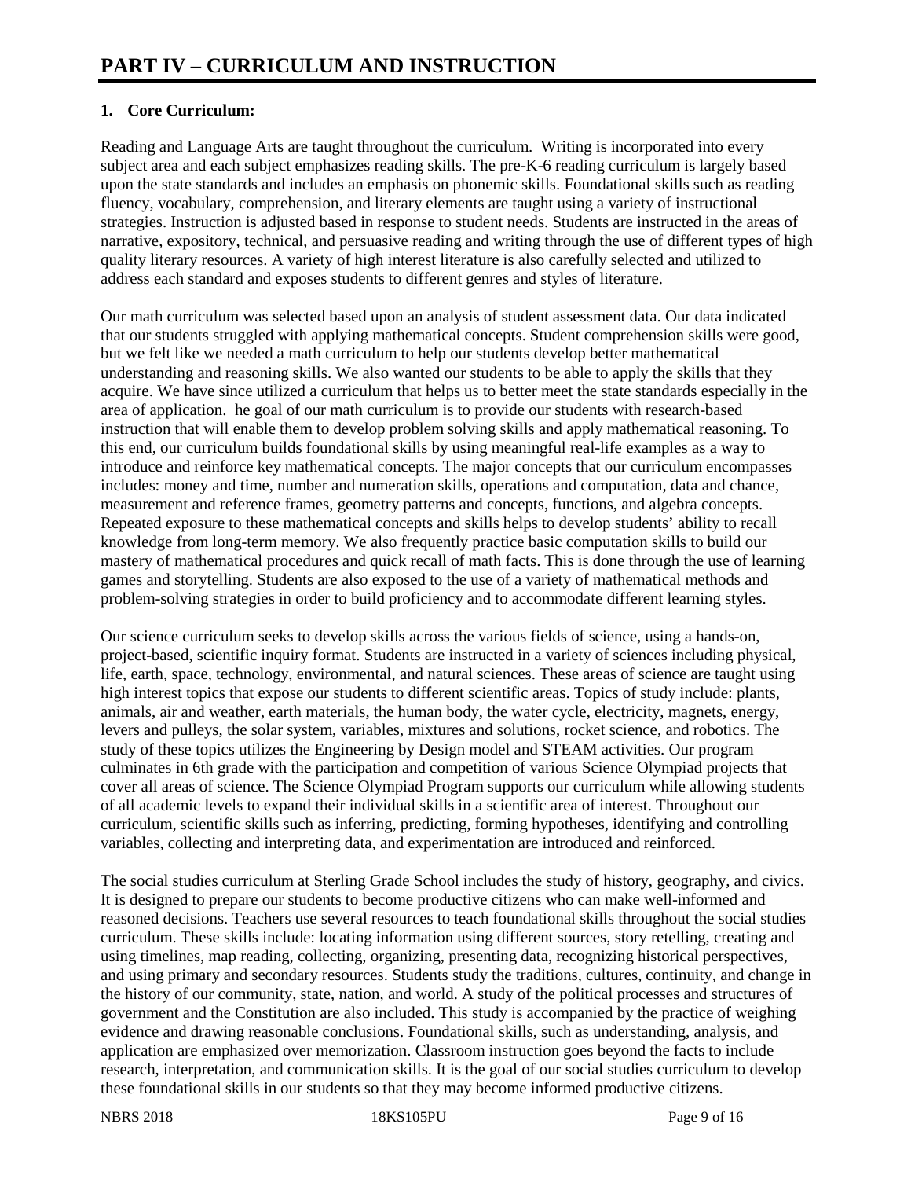# PART IV – CURRICULUM AND INSTRUCTION

## 1. Core Curriculum:

Reading and Language Arts are taught throughout the curriculum. Writing is incorporated into every subject area and each subject emphasizes reading skills. The pre-K-6 reading curriculum is largely based upon the state standards and includes an emphasis on phonemic skills. Foundational skills such as reading fluency, vocabulary, comprehension, and literary elements are taught using a variety of instructional strategies. Instruction is adjusted based in response to student needs. Students are instructed in the areas of narrative, expository, technical, and persuasive reading and writing through the use of different types of high quality literary resources. A variety of high interest literature is also carefully selected and utilized to address each standard and exposes students to different genres and styles of literature.

Our math curriculum was selected based upon an analysis of student assessment data. Our data indicated that our students struggled with applying mathematical concepts. Student comprehension skills were good, but we felt like we needed a math curriculum to help our students develop better mathematical understanding and reasoning skills. We also wanted our students to be able to apply the skills that they acquire. We have since utilized a curriculum that helps us to better meet the state standards especially in the area of application. he goal of our math curriculum is to provide our students with research-based instruction that will enable them to develop problem solving skills and apply mathematical reasoning. To this end, our curriculum builds foundational skills by using meaningful real-life examples as a way to introduce and reinforce key mathematical concepts. The major concepts that our curriculum encompasses includes: money and time, number and numeration skills, operations and computation, data and chance, measurement and reference frames, geometry patterns and concepts, functions, and algebra concepts. Repeated exposure to these mathematical concepts and skills helps to develop students' ability to recall knowledge from long-term memory. We also frequently practice basic computation skills to build our mastery of mathematical procedures and quick recall of math facts. This is done through the use of learning games and storytelling. Students are also exposed to the use of a variety of mathematical methods and problem-solving strategies in order to build proficiency and to accommodate different learning styles.

Our science curriculum seeks to develop skills across the various fields of science, using a hands-on, project-based, scientific inquiry format. Students are instructed in a variety of sciences including physical, life, earth, space, technology, environmental, and natural sciences. These areas of science are taught using high interest topics that expose our students to different scientific areas. Topics of study include: plants, animals, air and weather, earth materials, the human body, the water cycle, electricity, magnets, energy, levers and pulleys, the solar system, variables, mixtures and solutions, rocket science, and robotics. The study of these topics utilizes the Engineering by Design model and STEAM activities. Our program culminates in 6th grade with the participation and competition of various Science Olympiad projects that cover all areas of science. The Science Olympiad Program supports our curriculum while allowing students of all academic levels to expand their individual skills in a scientific area of interest. Throughout our curriculum, scientific skills such as inferring, predicting, forming hypotheses, identifying and controlling variables, collecting and interpreting data, and experimentation are introduced and reinforced.

The social studies curriculum at Sterling Grade School includes the study of history, geography, and civics. It is designed to prepare our students to become productive citizens who can make well-informed and reasoned decisions. Teachers use several resources to teach foundational skills throughout the social studies curriculum. These skills include: locating information using different sources, story retelling, creating and using timelines, map reading, collecting, organizing, presenting data, recognizing historical perspectives, and using primary and secondary resources. Students study the traditions, cultures, continuity, and change in the history of our community, state, nation, and world. A study of the political processes and structures of government and the Constitution are also included. This study is accompanied by the practice of weighing evidence and drawing reasonable conclusions. Foundational skills, such as understanding, analysis, and application are emphasized over memorization. Classroom instruction goes beyond the facts to include research, interpretation, and communication skills. It is the goal of our social studies curriculum to develop these foundational skills in our students so that they may become informed productive citizens.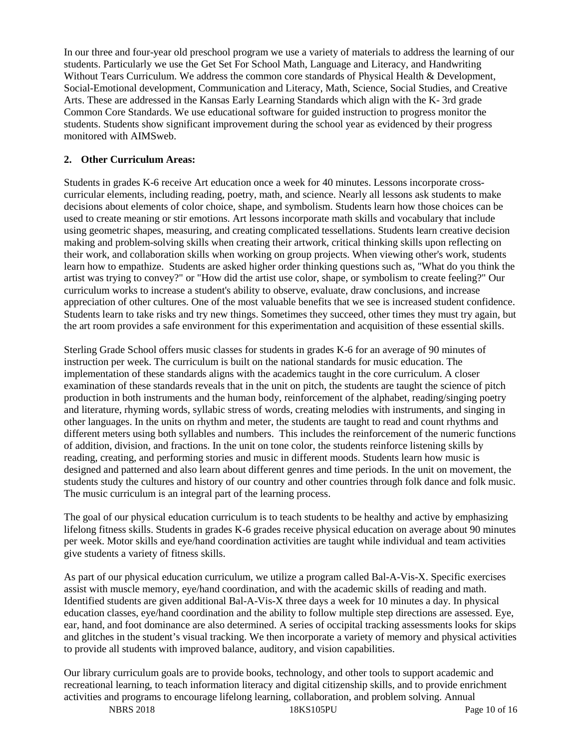In our three and four-year old preschool program we use a variety of materials to address the learning of our students. Particularly we use the Get Set For School Math, Language and Literacy, and Handwriting Without Tears Curriculum. We address the common core standards of Physical Health & Development, Social-Emotional development, Communication and Literacy, Math, Science, Social Studies, and Creative Arts. These are addressed in the Kansas Early Learning Standards which align with the K- 3rd grade Common Core Standards. We use educational software for guided instruction to progress monitor the students. Students show significant improvement during the school year as evidenced by their progress monitored with AIMSweb.

**2. Other Curriculum Areas:**

Students in grades K-6 receive Art education once a week for 40 minutes. Lessons incorporate cross-curricular elements, including reading, poetry, math, and science. Nearly all lessons ask students to make decisions about elements of color choice, shape, and symbolism. Students learn how those choices can be used to create meaning or stir emotions. Art lessons incorporate math skills and vocabulary that include using geometric shapes, measuring, and creating complicated tessellations. Students learn creative decision making and problem-solving skills when creating their artwork, critical thinking skills upon reflecting on their work, and collaboration skills when working on group projects. When viewing other's work, students learn how to empathize. Students are asked higher order thinking questions such as, "What do you think the artist was trying to convey?" or "How did the artist use color, shape, or symbolism to create feeling?" Our curriculum works to increase a student's ability to observe, evaluate, draw conclusions, and increase appreciation of other cultures. One of the most valuable benefits that we see is increased student confidence. Students learn to take risks and try new things. Sometimes they succeed, other times they must try again, but the art room provides a safe environment for this experimentation and acquisition of these essential skills.

Sterling Grade School offers music classes for students in grades K-6 for an average of 90 minutes of instruction per week. The curriculum is built on the national standards for music education. The implementation of these standards aligns with the academics taught in the core curriculum. A closer examination of these standards reveals that in the unit on pitch, the students are taught the science of pitch production in both instruments and the human body, reinforcement of the alphabet, reading/singing poetry and literature, rhyming words, syllabic stress of words, creating melodies with instruments, and singing in other languages. In the units on rhythm and meter, the students are taught to read and count rhythms and different meters using both syllables and numbers. This includes the reinforcement of the numeric functions of addition, division, and fractions. In the unit on tone color, the students reinforce listening skills by reading, creating, and performing stories and music in different moods. Students learn how music is designed and patterned and also learn about different genres and time periods. In the unit on movement, the students study the cultures and history of our country and other countries through folk dance and folk music. The music curriculum is an integral part of the learning process.

The goal of our physical education curriculum is to teach students to be healthy and active by emphasizing lifelong fitness skills. Students in grades K-6 grades receive physical education on average about 90 minutes per week. Motor skills and eye/hand coordination activities are taught while individual and team activities give students a variety of fitness skills.

As part of our physical education curriculum, we utilize a program called Bal-A-Vis-X. Specific exercises assist with muscle memory, eye/hand coordination, and with the academic skills of reading and math. Identified students are given additional Bal-A-Vis-X three days a week for 10 minutes a day. In physical education classes, eye/hand coordination and the ability to follow multiple step directions are assessed. Eye, ear, hand, and foot dominance are also determined. A series of occipital tracking assessments looks for skips and glitches in the student's visual tracking. We then incorporate a variety of memory and physical activities to provide all students with improved balance, auditory, and vision capabilities.

Our library curriculum goals are to provide books, technology, and other tools to support academic and recreational learning, to teach information literacy and digital citizenship skills, and to provide enrichment activities and programs to encourage lifelong learning, collaboration, and problem solving. Annual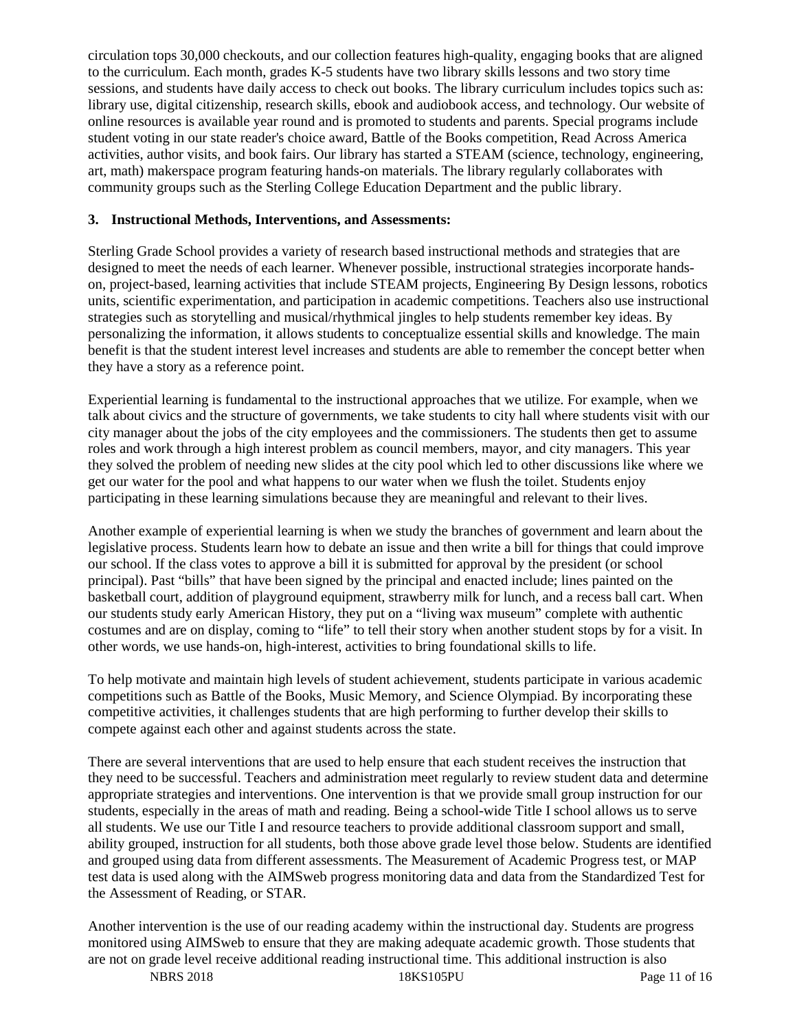circulation tops 30,000 checkouts, and our collection features high-quality, engaging books that are aligned to the curriculum. Each month, grades K-5 students have two library skills lessons and two story time sessions, and students have daily access to check out books. The library curriculum includes topics such as: library use, digital citizenship, research skills, ebook and audiobook access, and technology. Our website of online resources is available year round and is promoted to students and parents. Special programs include student voting in our state reader's choice award, Battle of the Books competition, Read Across America activities, author visits, and book fairs. Our library has started a STEAM (science, technology, engineering, art, math) makerspace program featuring hands-on materials. The library regularly collaborates with community groups such as the Sterling College Education Department and the public library.

**3. Instructional Methods, Interventions, and Assessments:**

Sterling Grade School provides a variety of research based instructional methods and strategies that are designed to meet the needs of each learner. Whenever possible, instructional strategies incorporate hands-on, project-based, learning activities that include STEAM projects, Engineering By Design lessons, robotics units, scientific experimentation, and participation in academic competitions. Teachers also use instructional strategies such as storytelling and musical/rhythmical jingles to help students remember key ideas. By personalizing the information, it allows students to conceptualize essential skills and knowledge. The main benefit is that the student interest level increases and students are able to remember the concept better when they have a story as a reference point.

Experiential learning is fundamental to the instructional approaches that we utilize. For example, when we talk about civics and the structure of governments, we take students to city hall where students visit with our city manager about the jobs of the city employees and the commissioners. The students then get to assume roles and work through a high interest problem as council members, mayor, and city managers. This year they solved the problem of needing new slides at the city pool which led to other discussions like where we get our water for the pool and what happens to our water when we flush the toilet. Students enjoy participating in these learning simulations because they are meaningful and relevant to their lives.

Another example of experiential learning is when we study the branches of government and learn about the legislative process. Students learn how to debate an issue and then write a bill for things that could improve our school. If the class votes to approve a bill it is submitted for approval by the president (or school principal). Past "bills" that have been signed by the principal and enacted include; lines painted on the basketball court, addition of playground equipment, strawberry milk for lunch, and a recess ball cart. When our students study early American History, they put on a "living wax museum" complete with authentic costumes and are on display, coming to "life" to tell their story when another student stops by for a visit. In other words, we use hands-on, high-interest, activities to bring foundational skills to life.

To help motivate and maintain high levels of student achievement, students participate in various academic competitions such as Battle of the Books, Music Memory, and Science Olympiad. By incorporating these competitive activities, it challenges students that are high performing to further develop their skills to compete against each other and against students across the state.

There are several interventions that are used to help ensure that each student receives the instruction that they need to be successful. Teachers and administration meet regularly to review student data and determine appropriate strategies and interventions. One intervention is that we provide small group instruction for our students, especially in the areas of math and reading. Being a school-wide Title I school allows us to serve all students. We use our Title I and resource teachers to provide additional classroom support and small, ability grouped, instruction for all students, both those above grade level those below. Students are identified and grouped using data from different assessments. The Measurement of Academic Progress test, or MAP test data is used along with the AIMSweb progress monitoring data and data from the Standardized Test for the Assessment of Reading, or STAR.

Another intervention is the use of our reading academy within the instructional day. Students are progress monitored using AIMSweb to ensure that they are making adequate academic growth. Those students that are not on grade level receive additional reading instructional time. This additional instruction is also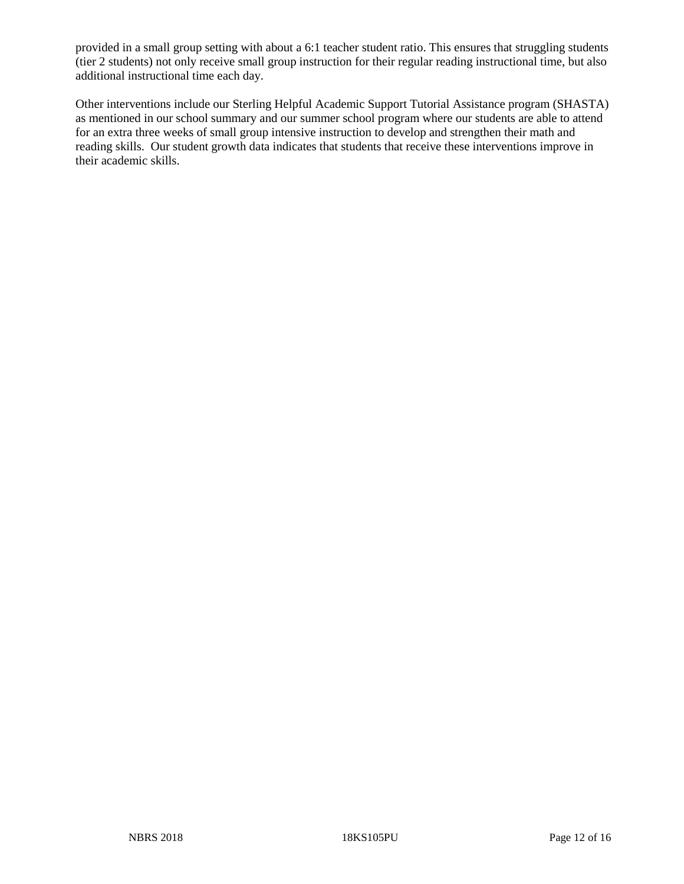provided in a small group setting with about a 6:1 teacher student ratio. This ensures that struggling students (tier 2 students) not only receive small group instruction for their regular reading instructional time, but also additional instructional time each day.

Other interventions include our Sterling Helpful Academic Support Tutorial Assistance program (SHASTA) as mentioned in our school summary and our summer school program where our students are able to attend for an extra three weeks of small group intensive instruction to develop and strengthen their math and reading skills. Our student growth data indicates that students that receive these interventions improve in their academic skills.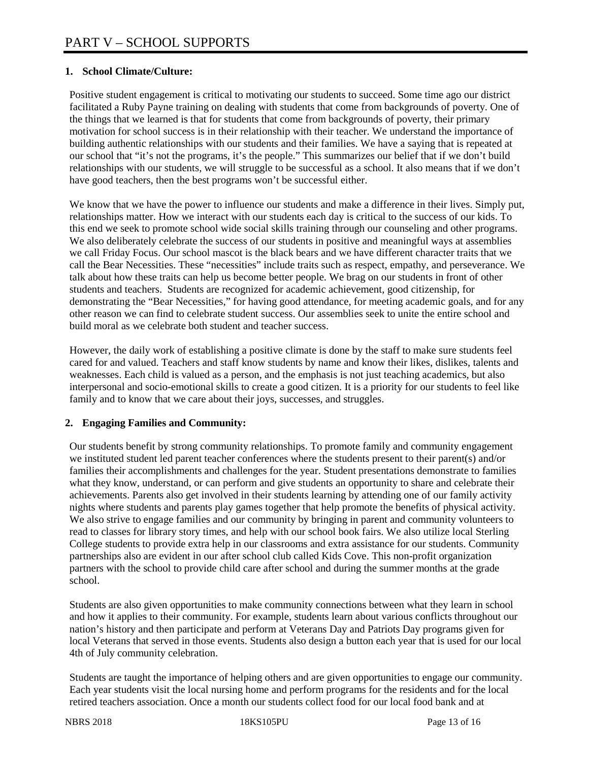# PART V – SCHOOL SUPPORTS

**1. School Climate/Culture:**

Positive student engagement is critical to motivating our students to succeed. Some time ago our district facilitated a Ruby Payne training on dealing with students that come from backgrounds of poverty. One of the things that we learned is that for students that come from backgrounds of poverty, their primary motivation for school success is in their relationship with their teacher. We understand the importance of building authentic relationships with our students and their families. We have a saying that is repeated at our school that "it's not the programs, it's the people." This summarizes our belief that if we don't build relationships with our students, we will struggle to be successful as a school. It also means that if we don't have good teachers, then the best programs won't be successful either.

We know that we have the power to influence our students and make a difference in their lives. Simply put, relationships matter. How we interact with our students each day is critical to the success of our kids. To this end we seek to promote school wide social skills training through our counseling and other programs. We also deliberately celebrate the success of our students in positive and meaningful ways at assemblies we call Friday Focus. Our school mascot is the black bears and we have different character traits that we call the Bear Necessities. These "necessities" include traits such as respect, empathy, and perseverance. We talk about how these traits can help us become better people. We brag on our students in front of other students and teachers. Students are recognized for academic achievement, good citizenship, for demonstrating the "Bear Necessities," for having good attendance, for meeting academic goals, and for any other reason we can find to celebrate student success. Our assemblies seek to unite the entire school and build moral as we celebrate both student and teacher success.

However, the daily work of establishing a positive climate is done by the staff to make sure students feel cared for and valued. Teachers and staff know students by name and know their likes, dislikes, talents and weaknesses. Each child is valued as a person, and the emphasis is not just teaching academics, but also interpersonal and socio-emotional skills to create a good citizen. It is a priority for our students to feel like family and to know that we care about their joys, successes, and struggles.

**2. Engaging Families and Community:**

Our students benefit by strong community relationships. To promote family and community engagement we instituted student led parent teacher conferences where the students present to their parent(s) and/or families their accomplishments and challenges for the year. Student presentations demonstrate to families what they know, understand, or can perform and give students an opportunity to share and celebrate their achievements. Parents also get involved in their students learning by attending one of our family activity nights where students and parents play games together that help promote the benefits of physical activity. We also strive to engage families and our community by bringing in parent and community volunteers to read to classes for library story times, and help with our school book fairs. We also utilize local Sterling College students to provide extra help in our classrooms and extra assistance for our students. Community partnerships also are evident in our after school club called Kids Cove. This non-profit organization partners with the school to provide child care after school and during the summer months at the grade school.

Students are also given opportunities to make community connections between what they learn in school and how it applies to their community. For example, students learn about various conflicts throughout our nation's history and then participate and perform at Veterans Day and Patriots Day programs given for local Veterans that served in those events. Students also design a button each year that is used for our local 4th of July community celebration.

Students are taught the importance of helping others and are given opportunities to engage our community. Each year students visit the local nursing home and perform programs for the residents and for the local retired teachers association. Once a month our students collect food for our local food bank and at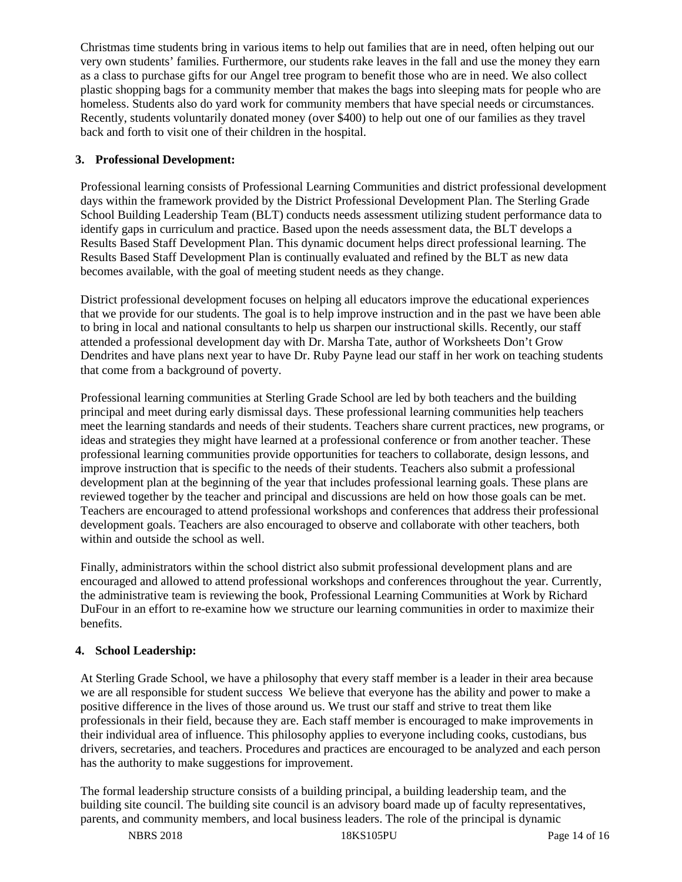Christmas time students bring in various items to help out families that are in need, often helping out our very own students' families. Furthermore, our students rake leaves in the fall and use the money they earn as a class to purchase gifts for our Angel tree program to benefit those who are in need. We also collect plastic shopping bags for a community member that makes the bags into sleeping mats for people who are homeless. Students also do yard work for community members that have special needs or circumstances. Recently, students voluntarily donated money (over $400) to help out one of our families as they travel back and forth to visit one of their children in the hospital.

**3. Professional Development:**

Professional learning consists of Professional Learning Communities and district professional development days within the framework provided by the District Professional Development Plan. The Sterling Grade School Building Leadership Team (BLT) conducts needs assessment utilizing student performance data to identify gaps in curriculum and practice. Based upon the needs assessment data, the BLT develops a Results Based Staff Development Plan. This dynamic document helps direct professional learning. The Results Based Staff Development Plan is continually evaluated and refined by the BLT as new data becomes available, with the goal of meeting student needs as they change.

District professional development focuses on helping all educators improve the educational experiences that we provide for our students. The goal is to help improve instruction and in the past we have been able to bring in local and national consultants to help us sharpen our instructional skills. Recently, our staff attended a professional development day with Dr. Marsha Tate, author of Worksheets Don't Grow Dendrites and have plans next year to have Dr. Ruby Payne lead our staff in her work on teaching students that come from a background of poverty.

Professional learning communities at Sterling Grade School are led by both teachers and the building principal and meet during early dismissal days. These professional learning communities help teachers meet the learning standards and needs of their students. Teachers share current practices, new programs, or ideas and strategies they might have learned at a professional conference or from another teacher. These professional learning communities provide opportunities for teachers to collaborate, design lessons, and improve instruction that is specific to the needs of their students. Teachers also submit a professional development plan at the beginning of the year that includes professional learning goals. These plans are reviewed together by the teacher and principal and discussions are held on how those goals can be met. Teachers are encouraged to attend professional workshops and conferences that address their professional development goals. Teachers are also encouraged to observe and collaborate with other teachers, both within and outside the school as well.

Finally, administrators within the school district also submit professional development plans and are encouraged and allowed to attend professional workshops and conferences throughout the year. Currently, the administrative team is reviewing the book, Professional Learning Communities at Work by Richard DuFour in an effort to re-examine how we structure our learning communities in order to maximize their benefits.

**4. School Leadership:**

At Sterling Grade School, we have a philosophy that every staff member is a leader in their area because we are all responsible for student success We believe that everyone has the ability and power to make a positive difference in the lives of those around us. We trust our staff and strive to treat them like professionals in their field, because they are. Each staff member is encouraged to make improvements in their individual area of influence. This philosophy applies to everyone including cooks, custodians, bus drivers, secretaries, and teachers. Procedures and practices are encouraged to be analyzed and each person has the authority to make suggestions for improvement.

The formal leadership structure consists of a building principal, a building leadership team, and the building site council. The building site council is an advisory board made up of faculty representatives, parents, and community members, and local business leaders. The role of the principal is dynamic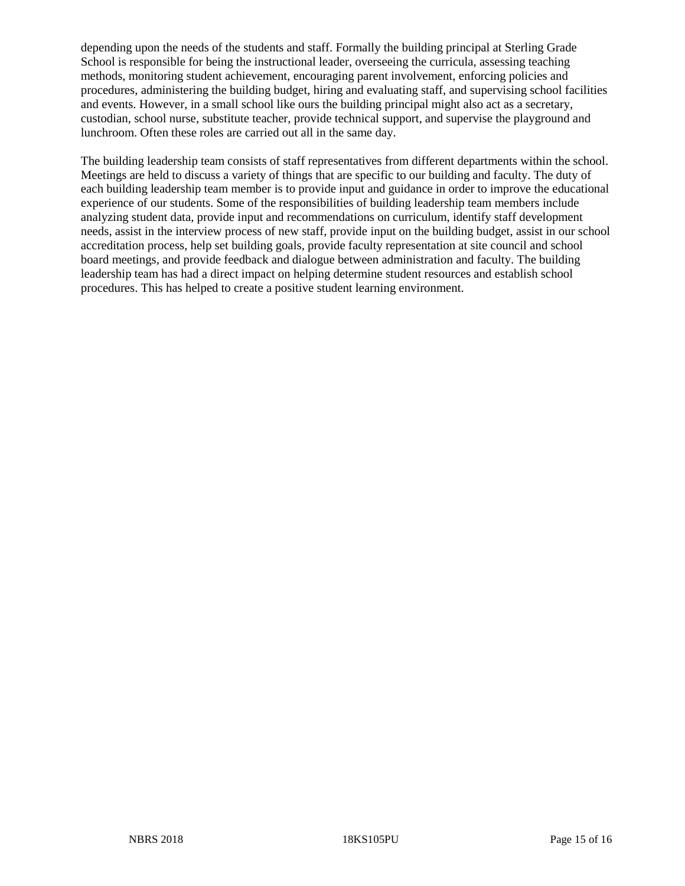depending upon the needs of the students and staff. Formally the building principal at Sterling Grade School is responsible for being the instructional leader, overseeing the curricula, assessing teaching methods, monitoring student achievement, encouraging parent involvement, enforcing policies and procedures, administering the building budget, hiring and evaluating staff, and supervising school facilities and events. However, in a small school like ours the building principal might also act as a secretary, custodian, school nurse, substitute teacher, provide technical support, and supervise the playground and lunchroom. Often these roles are carried out all in the same day.

The building leadership team consists of staff representatives from different departments within the school. Meetings are held to discuss a variety of things that are specific to our building and faculty. The duty of each building leadership team member is to provide input and guidance in order to improve the educational experience of our students. Some of the responsibilities of building leadership team members include analyzing student data, provide input and recommendations on curriculum, identify staff development needs, assist in the interview process of new staff, provide input on the building budget, assist in our school accreditation process, help set building goals, provide faculty representation at site council and school board meetings, and provide feedback and dialogue between administration and faculty. The building leadership team has had a direct impact on helping determine student resources and establish school procedures. This has helped to create a positive student learning environment.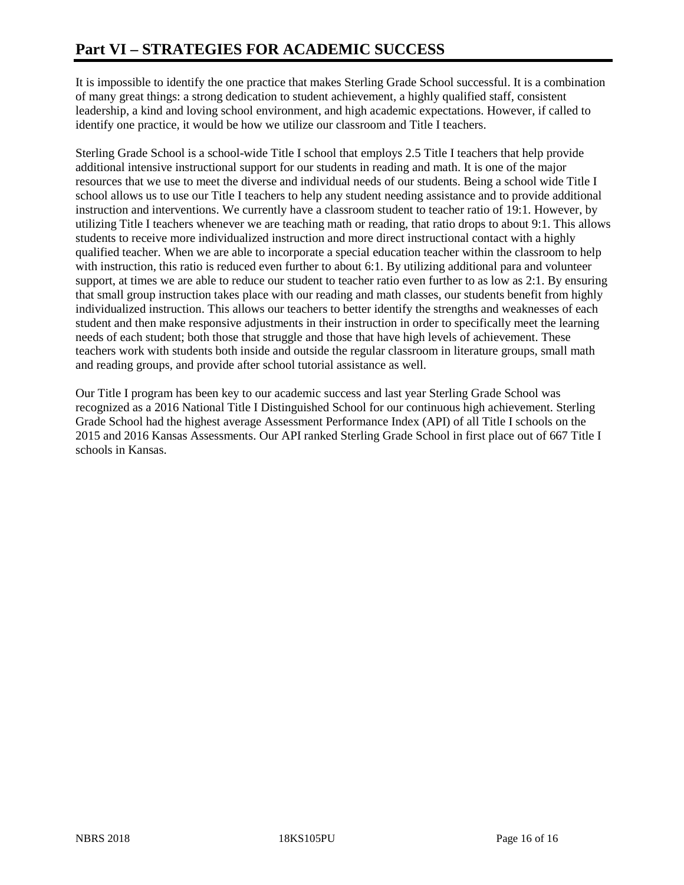# Part VI – STRATEGIES FOR ACADEMIC SUCCESS

It is impossible to identify the one practice that makes Sterling Grade School successful. It is a combination of many great things: a strong dedication to student achievement, a highly qualified staff, consistent leadership, a kind and loving school environment, and high academic expectations. However, if called to identify one practice, it would be how we utilize our classroom and Title I teachers.

Sterling Grade School is a school-wide Title I school that employs 2.5 Title I teachers that help provide additional intensive instructional support for our students in reading and math. It is one of the major resources that we use to meet the diverse and individual needs of our students. Being a school wide Title I school allows us to use our Title I teachers to help any student needing assistance and to provide additional instruction and interventions. We currently have a classroom student to teacher ratio of 19:1. However, by utilizing Title I teachers whenever we are teaching math or reading, that ratio drops to about 9:1. This allows students to receive more individualized instruction and more direct instructional contact with a highly qualified teacher. When we are able to incorporate a special education teacher within the classroom to help with instruction, this ratio is reduced even further to about 6:1. By utilizing additional para and volunteer support, at times we are able to reduce our student to teacher ratio even further to as low as 2:1. By ensuring that small group instruction takes place with our reading and math classes, our students benefit from highly individualized instruction. This allows our teachers to better identify the strengths and weaknesses of each student and then make responsive adjustments in their instruction in order to specifically meet the learning needs of each student; both those that struggle and those that have high levels of achievement. These teachers work with students both inside and outside the regular classroom in literature groups, small math and reading groups, and provide after school tutorial assistance as well.

Our Title I program has been key to our academic success and last year Sterling Grade School was recognized as a 2016 National Title I Distinguished School for our continuous high achievement. Sterling Grade School had the highest average Assessment Performance Index (API) of all Title I schools on the 2015 and 2016 Kansas Assessments. Our API ranked Sterling Grade School in first place out of 667 Title I schools in Kansas.